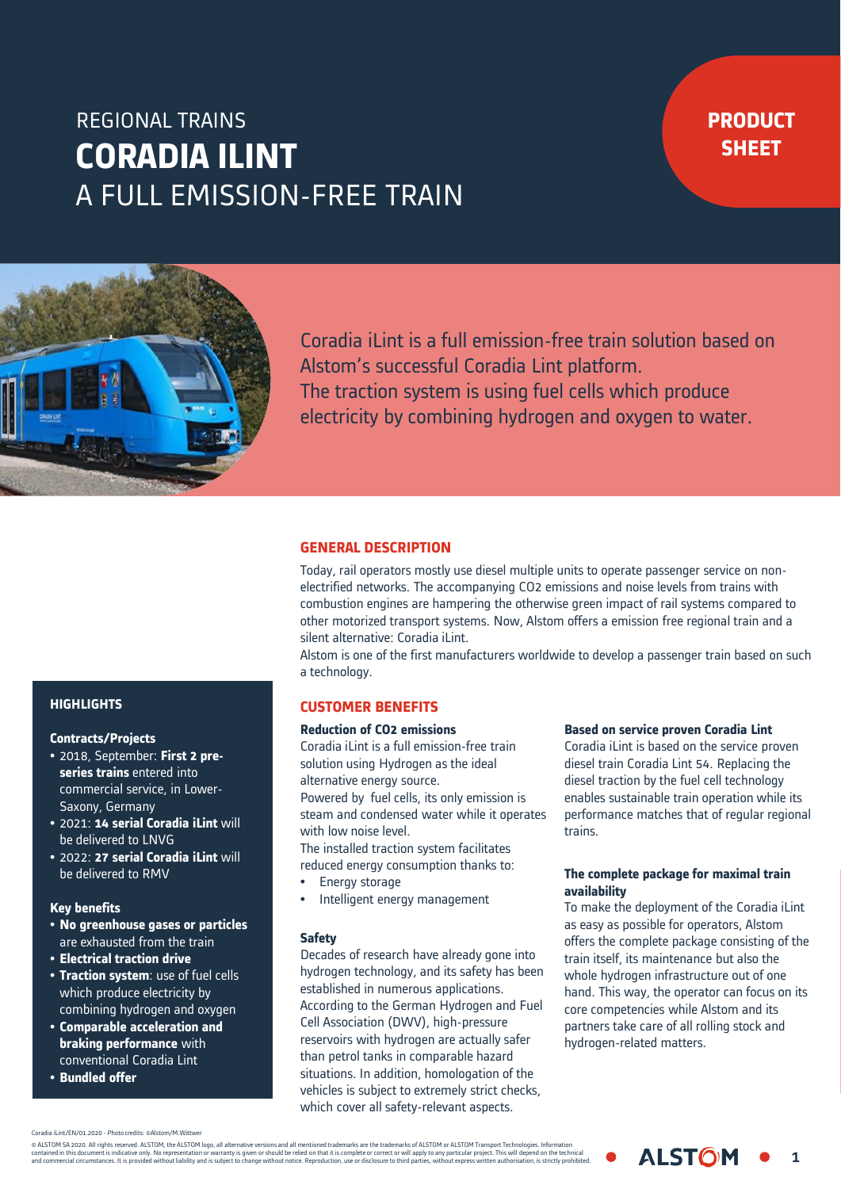REGIONAL TRAINS

# CORADIA ILINT

A FULL EMISSION-FREE TRAIN

**PRODUCT SHEET**

Coradia iLint is a full emission-free train solution based on Alstom's successful Coradia Lint platform.
The traction system is using fuel cells which produce electricity by combining hydrogen and oxygen to water.

## GENERAL DESCRIPTION

Today, rail operators mostly use diesel multiple units to operate passenger service on non-electrified networks. The accompanying $CO_2$ emissions and noise levels from trains with combustion engines are hampering the otherwise green impact of rail systems compared to other motorized transport systems. Now, Alstom offers a emission free regional train and a silent alternative: Coradia iLint.

Alstom is one of the first manufacturers worldwide to develop a passenger train based on such a technology.

## HIGHLIGHTS

### Contracts/Projects

- 2018, September: **First 2 pre-series trains** entered into commercial service, in Lower-Saxony, Germany
- 2021: **14 serial Coradia iLint** will be delivered to LNVG
- 2022: **27 serial Coradia iLint** will be delivered to RMV

### Key benefits

- **No greenhouse gases or particles** are exhausted from the train
- **Electrical traction drive**
- **Traction system**: use of fuel cells which produce electricity by combining hydrogen and oxygen
- **Comparable acceleration and braking performance** with conventional Coradia Lint
- **Bundled offer**

## CUSTOMER BENEFITS

### Reduction of $CO_2$ emissions

Coradia iLint is a full emission-free train solution using Hydrogen as the ideal alternative energy source.

Powered by fuel cells, its only emission is steam and condensed water while it operates with low noise level.

The installed traction system facilitates reduced energy consumption thanks to:

- Energy storage
- Intelligent energy management

### Safety

Decades of research have already gone into hydrogen technology, and its safety has been established in numerous applications. According to the German Hydrogen and Fuel Cell Association (DWV), high-pressure reservoirs with hydrogen are actually safer than petrol tanks in comparable hazard situations. In addition, homologation of the vehicles is subject to extremely strict checks, which cover all safety-relevant aspects.

### Based on service proven Coradia Lint

Coradia iLint is based on the service proven diesel train Coradia Lint 54. Replacing the diesel traction by the fuel cell technology enables sustainable train operation while its performance matches that of regular regional trains.

### The complete package for maximal train availability

To make the deployment of the Coradia iLint as easy as possible for operators, Alstom offers the complete package consisting of the train itself, its maintenance but also the whole hydrogen infrastructure out of one hand. This way, the operator can focus on its core competencies while Alstom and its partners take care of all rolling stock and hydrogen-related matters.

Coradia iLint/EN/01.2020 - Photo credits: ©Alstom/M.Wittwer

© ALSTOM SA 2020. All rights reserved. ALSTOM, the ALSTOM logo, all alternative versions and all mentioned trademarks are the trademarks of ALSTOM or ALSTOM Transport Technologies. Information contained in this document is indicative only. No representation or warranty is given or should be relied on that it is complete or correct or will apply to any particular project. This will depend on the technical and commercial circumstances. It is provided without liability and is subject to change without notice. Reproduction, use or disclosure to third parties, without express written authorisation, is strictly prohibited.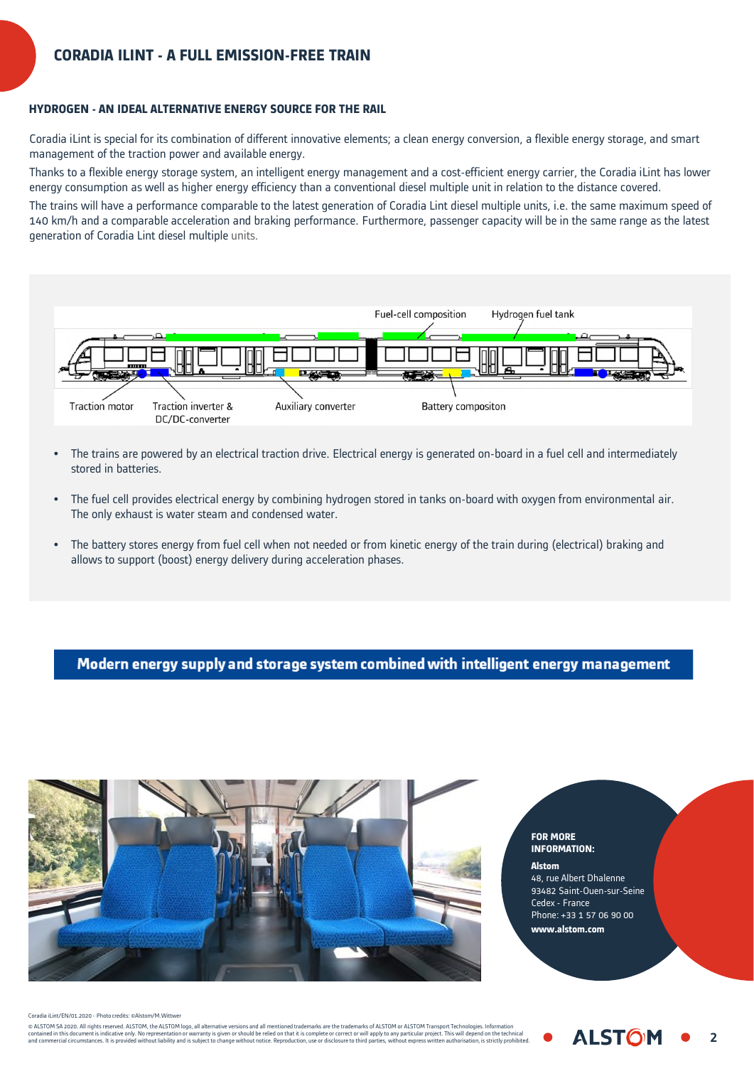## CORADIA ILINT - A FULL EMISSION-FREE TRAIN

### HYDROGEN - AN IDEAL ALTERNATIVE ENERGY SOURCE FOR THE RAIL

Coradia iLint is special for its combination of different innovative elements; a clean energy conversion, a flexible energy storage, and smart management of the traction power and available energy.

Thanks to a flexible energy storage system, an intelligent energy management and a cost-efficient energy carrier, the Coradia iLint has lower energy consumption as well as higher energy efficiency than a conventional diesel multiple unit in relation to the distance covered.

The trains will have a performance comparable to the latest generation of Coradia Lint diesel multiple units, i.e. the same maximum speed of 140 km/h and a comparable acceleration and braking performance. Furthermore, passenger capacity will be in the same range as the latest generation of Coradia Lint diesel multiple units.

Fuel-cell composition
Hydrogen fuel tank
Traction motor
Traction inverter & DC/DC-converter
Auxiliary converter
Battery compositon

- The trains are powered by an electrical traction drive. Electrical energy is generated on-board in a fuel cell and intermediately stored in batteries.
- The fuel cell provides electrical energy by combining hydrogen stored in tanks on-board with oxygen from environmental air. The only exhaust is water steam and condensed water.
- The battery stores energy from fuel cell when not needed or from kinetic energy of the train during (electrical) braking and allows to support (boost) energy delivery during acceleration phases.

**Modern energy supply and storage system combined with intelligent energy management**

**FOR MORE INFORMATION:**

**Alstom**
48, rue Albert Dhalenne
93482 Saint-Ouen-sur-Seine
Cedex - France
Phone: +33 1 57 06 90 00
**www.alstom.com**

Coradia iLint/EN/01.2020 - Photo credits: ©Alstom/M.Wittwer

© ALSTOM SA 2020. All rights reserved. ALSTOM, the ALSTOM logo, all alternative versions and all mentioned trademarks are the trademarks of ALSTOM or ALSTOM Transport Technologies. Information contained in this document is indicative only. No representation or warranty is given or should be relied on that it is complete or correct or will apply to any particular project. This will depend on the technical and commercial circumstances. It is provided without liability and is subject to change without notice. Reproduction, use or disclosure to third parties, without express written authorisation, is strictly prohibited.